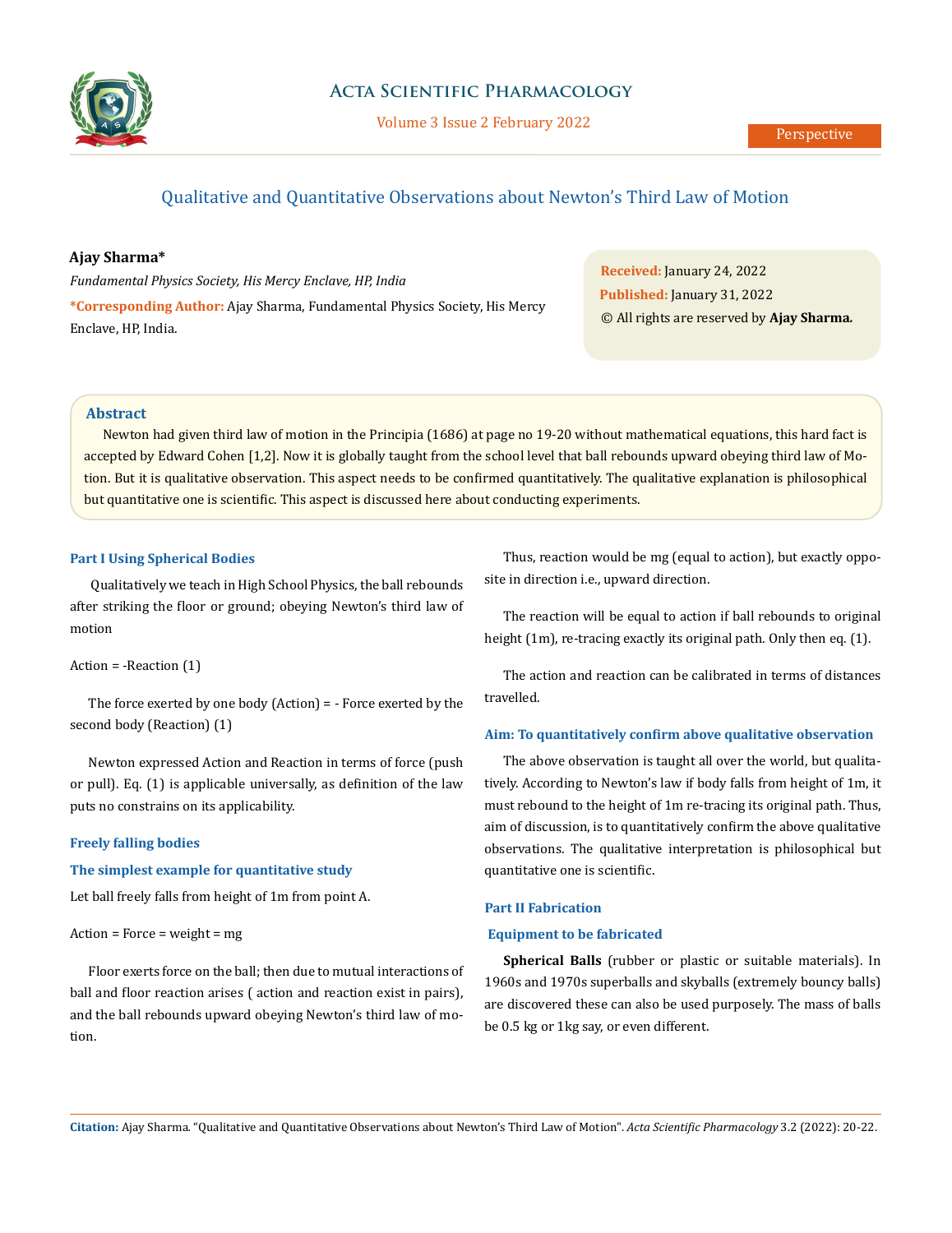# Qualitative and Quantitative Observations about Newton's Third Law of Motion

**Ajay Sharma***

*Fundamental Physics Society, His Mercy Enclave, HP, India*

***Corresponding Author:** Ajay Sharma, Fundamental Physics Society, His Mercy Enclave, HP, India.

**Received:** January 24, 2022
**Published:** January 31, 2022
© All rights are reserved by **Ajay Sharma.**

## Abstract

Newton had given third law of motion in the Principia (1686) at page no 19-20 without mathematical equations, this hard fact is accepted by Edward Cohen [1,2]. Now it is globally taught from the school level that ball rebounds upward obeying third law of Motion. But it is qualitative observation. This aspect needs to be confirmed quantitatively. The qualitative explanation is philosophical but quantitative one is scientific. This aspect is discussed here about conducting experiments.

## Part I Using Spherical Bodies

Qualitatively we teach in High School Physics, the ball rebounds after striking the floor or ground; obeying Newton's third law of motion

Action = -Reaction (1)

The force exerted by one body (Action) = - Force exerted by the second body (Reaction) (1)

Newton expressed Action and Reaction in terms of force (push or pull). Eq. (1) is applicable universally, as definition of the law puts no constrains on its applicability.

### Freely falling bodies

### The simplest example for quantitative study

Let ball freely falls from height of 1m from point A.

Action = Force = weight = mg

Floor exerts force on the ball; then due to mutual interactions of ball and floor reaction arises ( action and reaction exist in pairs), and the ball rebounds upward obeying Newton's third law of motion.

Thus, reaction would be mg (equal to action), but exactly opposite in direction i.e., upward direction.

The reaction will be equal to action if ball rebounds to original height (1m), re-tracing exactly its original path. Only then eq. (1).

The action and reaction can be calibrated in terms of distances travelled.

### Aim: To quantitatively confirm above qualitative observation

The above observation is taught all over the world, but qualitatively. According to Newton's law if body falls from height of 1m, it must rebound to the height of 1m re-tracing its original path. Thus, aim of discussion, is to quantitatively confirm the above qualitative observations. The qualitative interpretation is philosophical but quantitative one is scientific.

## Part II Fabrication

### Equipment to be fabricated

**Spherical Balls** (rubber or plastic or suitable materials). In 1960s and 1970s superballs and skyballs (extremely bouncy balls) are discovered these can also be used purposely. The mass of balls be 0.5 kg or 1kg say, or even different.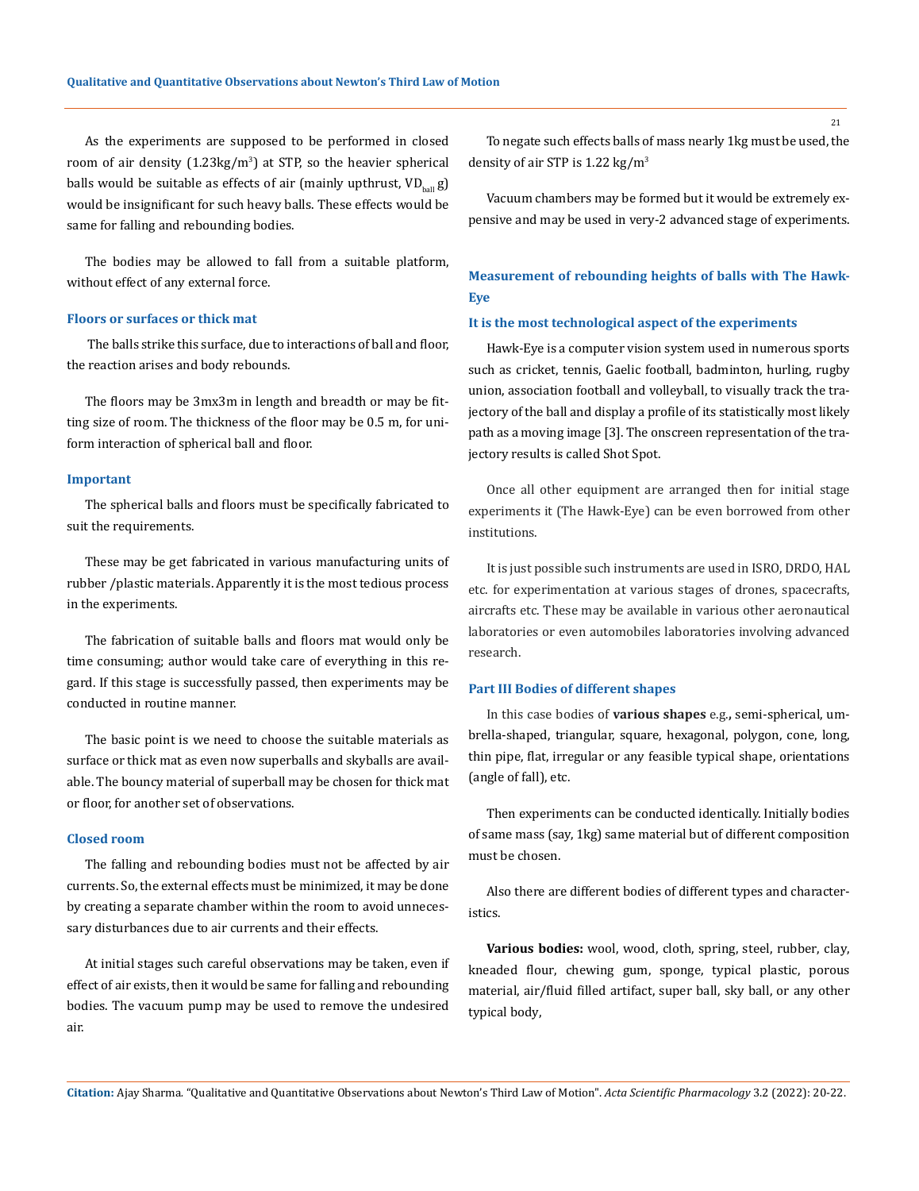As the experiments are supposed to be performed in closed room of air density (1.23kg/$m^3$) at STP, so the heavier spherical balls would be suitable as effects of air (mainly upthrust, $VD_{ball}g$) would be insignificant for such heavy balls. These effects would be same for falling and rebounding bodies.

The bodies may be allowed to fall from a suitable platform, without effect of any external force.

### Floors or surfaces or thick mat

The balls strike this surface, due to interactions of ball and floor, the reaction arises and body rebounds.

The floors may be 3mx3m in length and breadth or may be fitting size of room. The thickness of the floor may be 0.5 m, for uniform interaction of spherical ball and floor.

### Important

The spherical balls and floors must be specifically fabricated to suit the requirements.

These may be get fabricated in various manufacturing units of rubber /plastic materials. Apparently it is the most tedious process in the experiments.

The fabrication of suitable balls and floors mat would only be time consuming; author would take care of everything in this regard. If this stage is successfully passed, then experiments may be conducted in routine manner.

The basic point is we need to choose the suitable materials as surface or thick mat as even now superballs and skyballs are available. The bouncy material of superball may be chosen for thick mat or floor, for another set of observations.

### Closed room

The falling and rebounding bodies must not be affected by air currents. So, the external effects must be minimized, it may be done by creating a separate chamber within the room to avoid unnecessary disturbances due to air currents and their effects.

At initial stages such careful observations may be taken, even if effect of air exists, then it would be same for falling and rebounding bodies. The vacuum pump may be used to remove the undesired air.

To negate such effects balls of mass nearly 1kg must be used, the density of air STP is 1.22 kg/$m^3$

Vacuum chambers may be formed but it would be extremely expensive and may be used in very-2 advanced stage of experiments.

## Measurement of rebounding heights of balls with The Hawk-Eye

### It is the most technological aspect of the experiments

Hawk-Eye is a computer vision system used in numerous sports such as cricket, tennis, Gaelic football, badminton, hurling, rugby union, association football and volleyball, to visually track the trajectory of the ball and display a profile of its statistically most likely path as a moving image [3]. The onscreen representation of the trajectory results is called Shot Spot.

Once all other equipment are arranged then for initial stage experiments it (The Hawk-Eye) can be even borrowed from other institutions.

It is just possible such instruments are used in ISRO, DRDO, HAL etc. for experimentation at various stages of drones, spacecrafts, aircrafts etc. These may be available in various other aeronautical laboratories or even automobiles laboratories involving advanced research.

## Part III Bodies of different shapes

In this case bodies of **various shapes** e.g**.**, semi-spherical, umbrella-shaped, triangular, square, hexagonal, polygon, cone, long, thin pipe, flat, irregular or any feasible typical shape, orientations (angle of fall), etc.

Then experiments can be conducted identically. Initially bodies of same mass (say, 1kg) same material but of different composition must be chosen.

Also there are different bodies of different types and characteristics.

**Various bodies:** wool, wood, cloth, spring, steel, rubber, clay, kneaded flour, chewing gum, sponge, typical plastic, porous material, air/fluid filled artifact, super ball, sky ball, or any other typical body,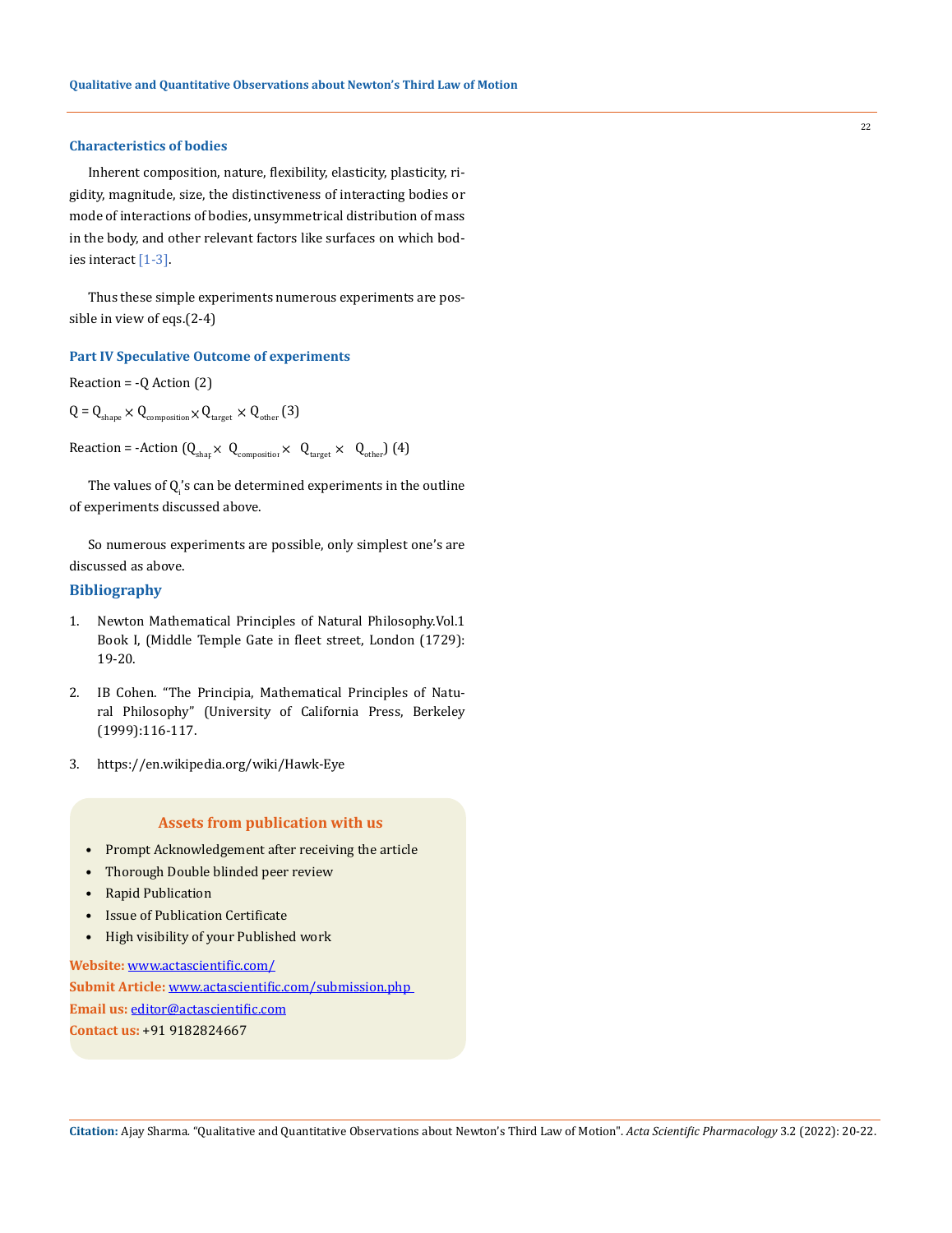### Characteristics of bodies

Inherent composition, nature, flexibility, elasticity, plasticity, rigidity, magnitude, size, the distinctiveness of interacting bodies or mode of interactions of bodies, unsymmetrical distribution of mass in the body, and other relevant factors like surfaces on which bodies interact [1-3].

Thus these simple experiments numerous experiments are possible in view of eqs.(2-4)

### Part IV Speculative Outcome of experiments

Reaction = -Q Action (2)

$Q = Q_{shape} \times Q_{composition} \times Q_{target} \times Q_{other}$ (3)

Reaction = -Action ($Q_{shap} \times Q_{compositior} \times Q_{target} \times Q_{other}$) (4)

The values of $Q_i$'s can be determined experiments in the outline of experiments discussed above.

So numerous experiments are possible, only simplest one's are discussed as above.

## Bibliography

1. Newton Mathematical Principles of Natural Philosophy.Vol.1 Book I, (Middle Temple Gate in fleet street, London (1729): 19-20.
2. IB Cohen. "The Principia, Mathematical Principles of Natural Philosophy" (University of California Press, Berkeley (1999):116-117.
3. https://en.wikipedia.org/wiki/Hawk-Eye

**Assets from publication with us**

- Prompt Acknowledgement after receiving the article
- Thorough Double blinded peer review
- Rapid Publication
- Issue of Publication Certificate
- High visibility of your Published work

**Website:** www.actascientific.com/
**Submit Article:** www.actascientific.com/submission.php
**Email us:** editor@actascientific.com
**Contact us:** +91 9182824667